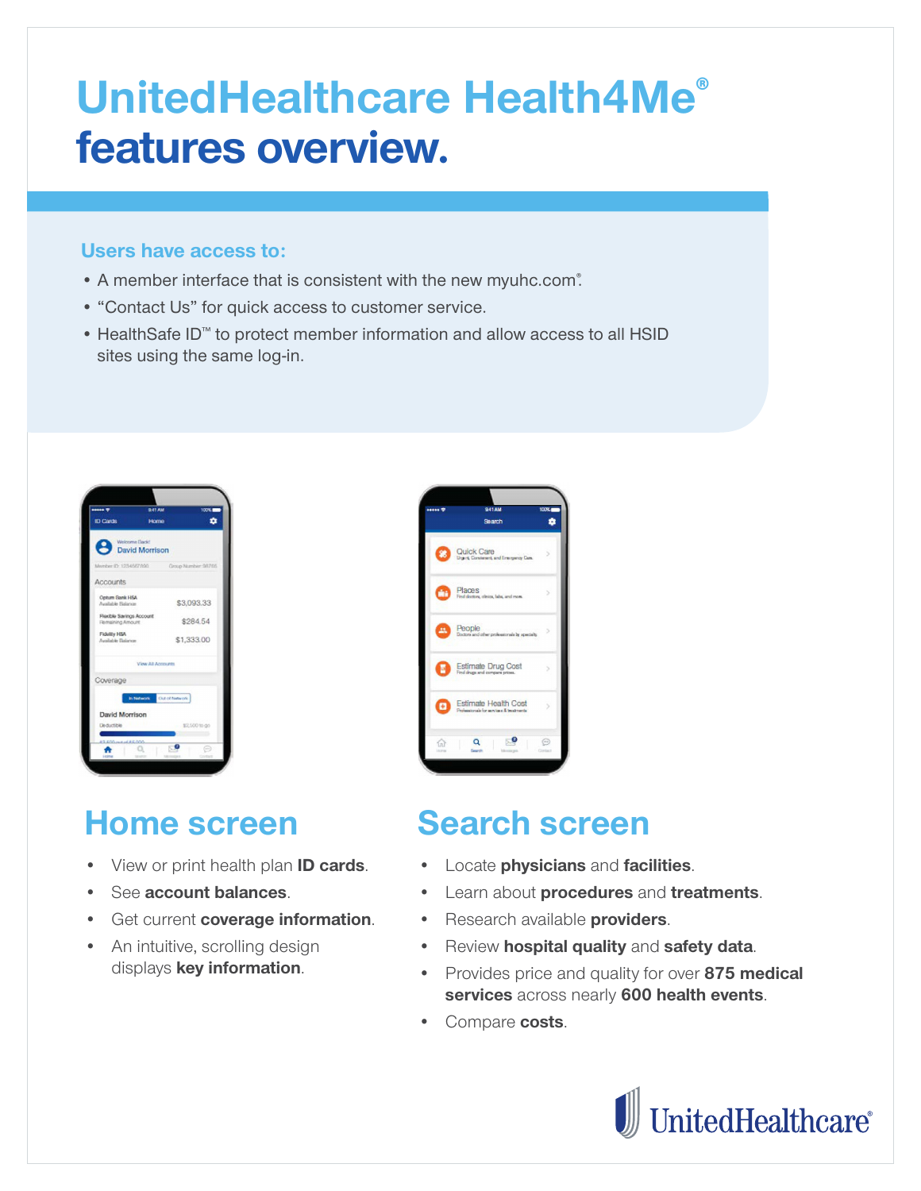# UnitedHealthcare Health4Me®
# features overview.

### Users have access to:

- A member interface that is consistent with the new myuhc.com®.
- "Contact Us" for quick access to customer service.
- HealthSafe ID™ to protect member information and allow access to all HSID sites using the same log-in.

## Home screen

- View or print health plan **ID cards**.
- See **account balances**.
- Get current **coverage information**.
- An intuitive, scrolling design displays **key information**.

## Search screen

- Locate **physicians** and **facilities**.
- Learn about **procedures** and **treatments**.
- Research available **providers**.
- Review **hospital quality** and **safety data**.
- Provides price and quality for over **875 medical services** across nearly **600 health events**.
- Compare **costs**.

UnitedHealthcare®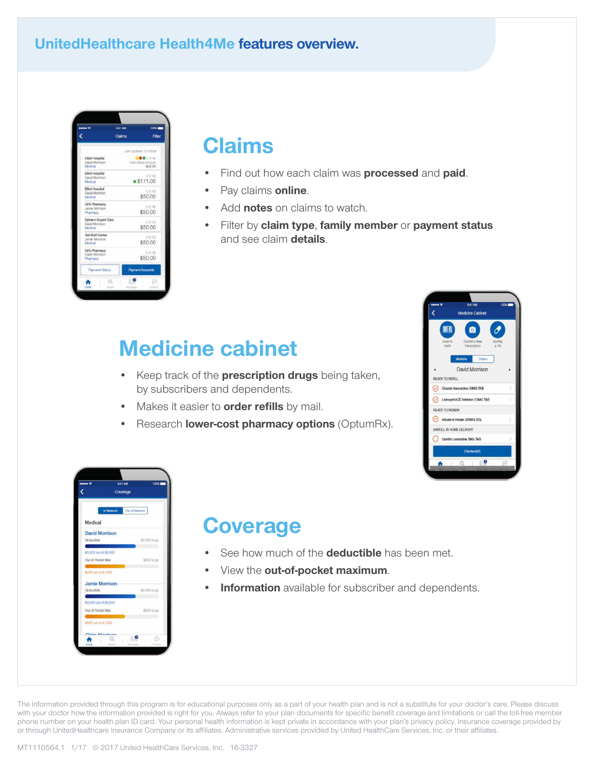# UnitedHealthcare Health4Me features overview.

## Claims

- Find out how each claim was **processed** and **paid**.
- Pay claims **online**.
- Add **notes** on claims to watch.
- Filter by **claim type**, **family member** or **payment status** and see claim **details**.

## Medicine cabinet

- Keep track of the **prescription drugs** being taken, by subscribers and dependents.
- Makes it easier to **order refills** by mail.
- Research **lower-cost pharmacy options** (OptumRx).

## Coverage

- See how much of the **deductible** has been met.
- View the **out-of-pocket maximum**.
- **Information** available for subscriber and dependents.

The information provided through this program is for educational purposes only as a part of your health plan and is not a substitute for your doctor's care. Please discuss with your doctor how the information provided is right for you. Always refer to your plan documents for specific benefit coverage and limitations or call the toll-free member phone number on your health plan ID card. Your personal health information is kept private in accordance with your plan's privacy policy. Insurance coverage provided by or through UnitedHealthcare Insurance Company or its affiliates. Administrative services provided by United HealthCare Services, Inc. or their affiliates.

MT1110564.1 1/17 © 2017 United HealthCare Services, Inc. 16-3327